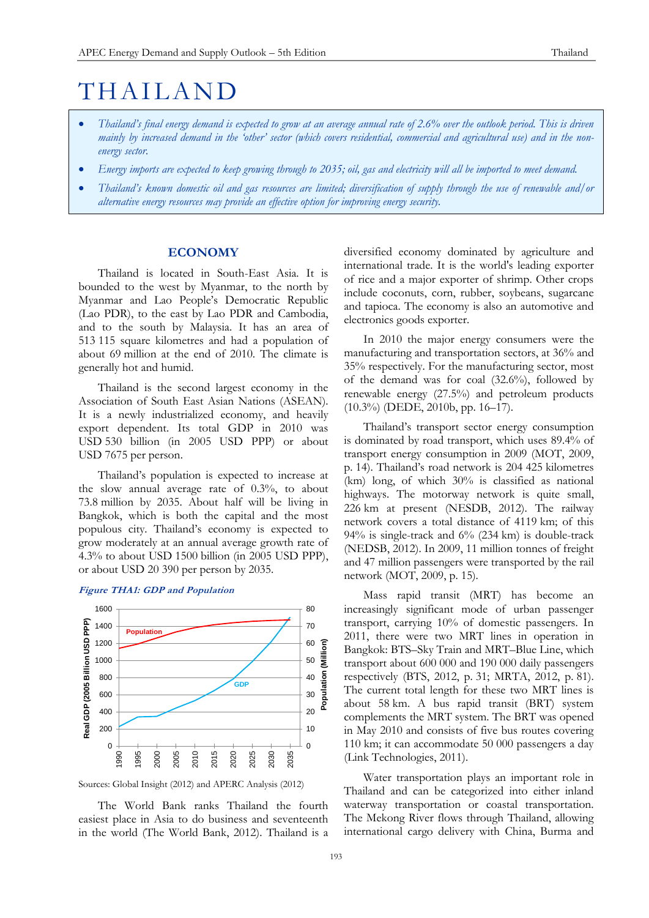# THAILAND

- *Thailand's final energy demand is expected to grow at an average annual rate of 2.6% over the outlook period. This is driven mainly by increased demand in the 'other' sector (which covers residential, commercial and agricultural use) and in the non-energy sector.*
- *Energy imports are expected to keep growing through to 2035; oil, gas and electricity will all be imported to meet demand.*
- *Thailand's known domestic oil and gas resources are limited; diversification of supply through the use of renewable and/or alternative energy resources may provide an effective option for improving energy security.*

## ECONOMY

Thailand is located in South-East Asia. It is bounded to the west by Myanmar, to the north by Myanmar and Lao People's Democratic Republic (Lao PDR), to the east by Lao PDR and Cambodia, and to the south by Malaysia. It has an area of 513 115 square kilometres and had a population of about 69 million at the end of 2010. The climate is generally hot and humid.

Thailand is the second largest economy in the Association of South East Asian Nations (ASEAN). It is a newly industrialized economy, and heavily export dependent. Its total GDP in 2010 was USD 530 billion (in 2005 USD PPP) or about USD 7675 per person.

Thailand's population is expected to increase at the slow annual average rate of 0.3%, to about 73.8 million by 2035. About half will be living in Bangkok, which is both the capital and the most populous city. Thailand's economy is expected to grow moderately at an annual average growth rate of 4.3% to about USD 1500 billion (in 2005 USD PPP), or about USD 20 390 per person by 2035.

***Figure THA1: GDP and Population***

Sources: Global Insight (2012) and APERC Analysis (2012)

The World Bank ranks Thailand the fourth easiest place in Asia to do business and seventeenth in the world (The World Bank, 2012). Thailand is a diversified economy dominated by agriculture and international trade. It is the world's leading exporter of rice and a major exporter of shrimp. Other crops include coconuts, corn, rubber, soybeans, sugarcane and tapioca. The economy is also an automotive and electronics goods exporter.

In 2010 the major energy consumers were the manufacturing and transportation sectors, at 36% and 35% respectively. For the manufacturing sector, most of the demand was for coal (32.6%), followed by renewable energy (27.5%) and petroleum products (10.3%) (DEDE, 2010b, pp. 16–17).

Thailand's transport sector energy consumption is dominated by road transport, which uses 89.4% of transport energy consumption in 2009 (MOT, 2009, p. 14). Thailand's road network is 204 425 kilometres (km) long, of which 30% is classified as national highways. The motorway network is quite small, 226 km at present (NESDB, 2012). The railway network covers a total distance of 4119 km; of this 94% is single-track and 6% (234 km) is double-track (NEDSB, 2012). In 2009, 11 million tonnes of freight and 47 million passengers were transported by the rail network (MOT, 2009, p. 15).

Mass rapid transit (MRT) has become an increasingly significant mode of urban passenger transport, carrying 10% of domestic passengers. In 2011, there were two MRT lines in operation in Bangkok: BTS–Sky Train and MRT–Blue Line, which transport about 600 000 and 190 000 daily passengers respectively (BTS, 2012, p. 31; MRTA, 2012, p. 81). The current total length for these two MRT lines is about 58 km. A bus rapid transit (BRT) system complements the MRT system. The BRT was opened in May 2010 and consists of five bus routes covering 110 km; it can accommodate 50 000 passengers a day (Link Technologies, 2011).

Water transportation plays an important role in Thailand and can be categorized into either inland waterway transportation or coastal transportation. The Mekong River flows through Thailand, allowing international cargo delivery with China, Burma and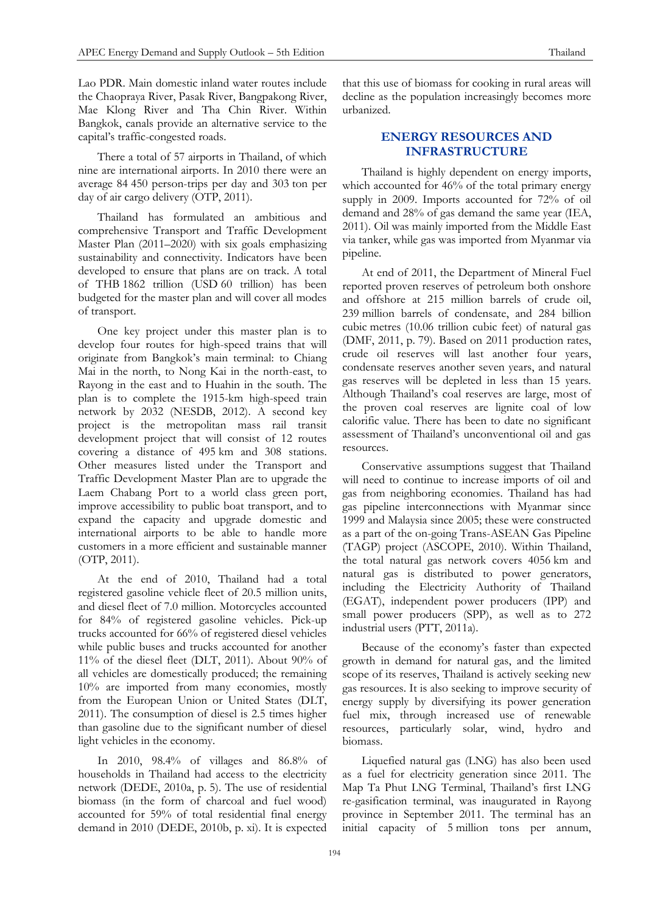Lao PDR. Main domestic inland water routes include the Chaopraya River, Pasak River, Bangpakong River, Mae Klong River and Tha Chin River. Within Bangkok, canals provide an alternative service to the capital's traffic-congested roads.

There a total of 57 airports in Thailand, of which nine are international airports. In 2010 there were an average 84 450 person-trips per day and 303 ton per day of air cargo delivery (OTP, 2011).

Thailand has formulated an ambitious and comprehensive Transport and Traffic Development Master Plan (2011–2020) with six goals emphasizing sustainability and connectivity. Indicators have been developed to ensure that plans are on track. A total of THB 1862 trillion (USD 60 trillion) has been budgeted for the master plan and will cover all modes of transport.

One key project under this master plan is to develop four routes for high-speed trains that will originate from Bangkok's main terminal: to Chiang Mai in the north, to Nong Kai in the north-east, to Rayong in the east and to Huahin in the south. The plan is to complete the 1915-km high-speed train network by 2032 (NESDB, 2012). A second key project is the metropolitan mass rail transit development project that will consist of 12 routes covering a distance of 495 km and 308 stations. Other measures listed under the Transport and Traffic Development Master Plan are to upgrade the Laem Chabang Port to a world class green port, improve accessibility to public boat transport, and to expand the capacity and upgrade domestic and international airports to be able to handle more customers in a more efficient and sustainable manner (OTP, 2011).

At the end of 2010, Thailand had a total registered gasoline vehicle fleet of 20.5 million units, and diesel fleet of 7.0 million. Motorcycles accounted for 84% of registered gasoline vehicles. Pick-up trucks accounted for 66% of registered diesel vehicles while public buses and trucks accounted for another 11% of the diesel fleet (DLT, 2011). About 90% of all vehicles are domestically produced; the remaining 10% are imported from many economies, mostly from the European Union or United States (DLT, 2011). The consumption of diesel is 2.5 times higher than gasoline due to the significant number of diesel light vehicles in the economy.

In 2010, 98.4% of villages and 86.8% of households in Thailand had access to the electricity network (DEDE, 2010a, p. 5). The use of residential biomass (in the form of charcoal and fuel wood) accounted for 59% of total residential final energy demand in 2010 (DEDE, 2010b, p. xi). It is expected that this use of biomass for cooking in rural areas will decline as the population increasingly becomes more urbanized.

## ENERGY RESOURCES AND INFRASTRUCTURE

Thailand is highly dependent on energy imports, which accounted for 46% of the total primary energy supply in 2009. Imports accounted for 72% of oil demand and 28% of gas demand the same year (IEA, 2011). Oil was mainly imported from the Middle East via tanker, while gas was imported from Myanmar via pipeline.

At end of 2011, the Department of Mineral Fuel reported proven reserves of petroleum both onshore and offshore at 215 million barrels of crude oil, 239 million barrels of condensate, and 284 billion cubic metres (10.06 trillion cubic feet) of natural gas (DMF, 2011, p. 79). Based on 2011 production rates, crude oil reserves will last another four years, condensate reserves another seven years, and natural gas reserves will be depleted in less than 15 years. Although Thailand's coal reserves are large, most of the proven coal reserves are lignite coal of low calorific value. There has been to date no significant assessment of Thailand's unconventional oil and gas resources.

Conservative assumptions suggest that Thailand will need to continue to increase imports of oil and gas from neighboring economies. Thailand has had gas pipeline interconnections with Myanmar since 1999 and Malaysia since 2005; these were constructed as a part of the on-going Trans-ASEAN Gas Pipeline (TAGP) project (ASCOPE, 2010). Within Thailand, the total natural gas network covers 4056 km and natural gas is distributed to power generators, including the Electricity Authority of Thailand (EGAT), independent power producers (IPP) and small power producers (SPP), as well as to 272 industrial users (PTT, 2011a).

Because of the economy's faster than expected growth in demand for natural gas, and the limited scope of its reserves, Thailand is actively seeking new gas resources. It is also seeking to improve security of energy supply by diversifying its power generation fuel mix, through increased use of renewable resources, particularly solar, wind, hydro and biomass.

Liquefied natural gas (LNG) has also been used as a fuel for electricity generation since 2011. The Map Ta Phut LNG Terminal, Thailand's first LNG re-gasification terminal, was inaugurated in Rayong province in September 2011. The terminal has an initial capacity of 5 million tons per annum,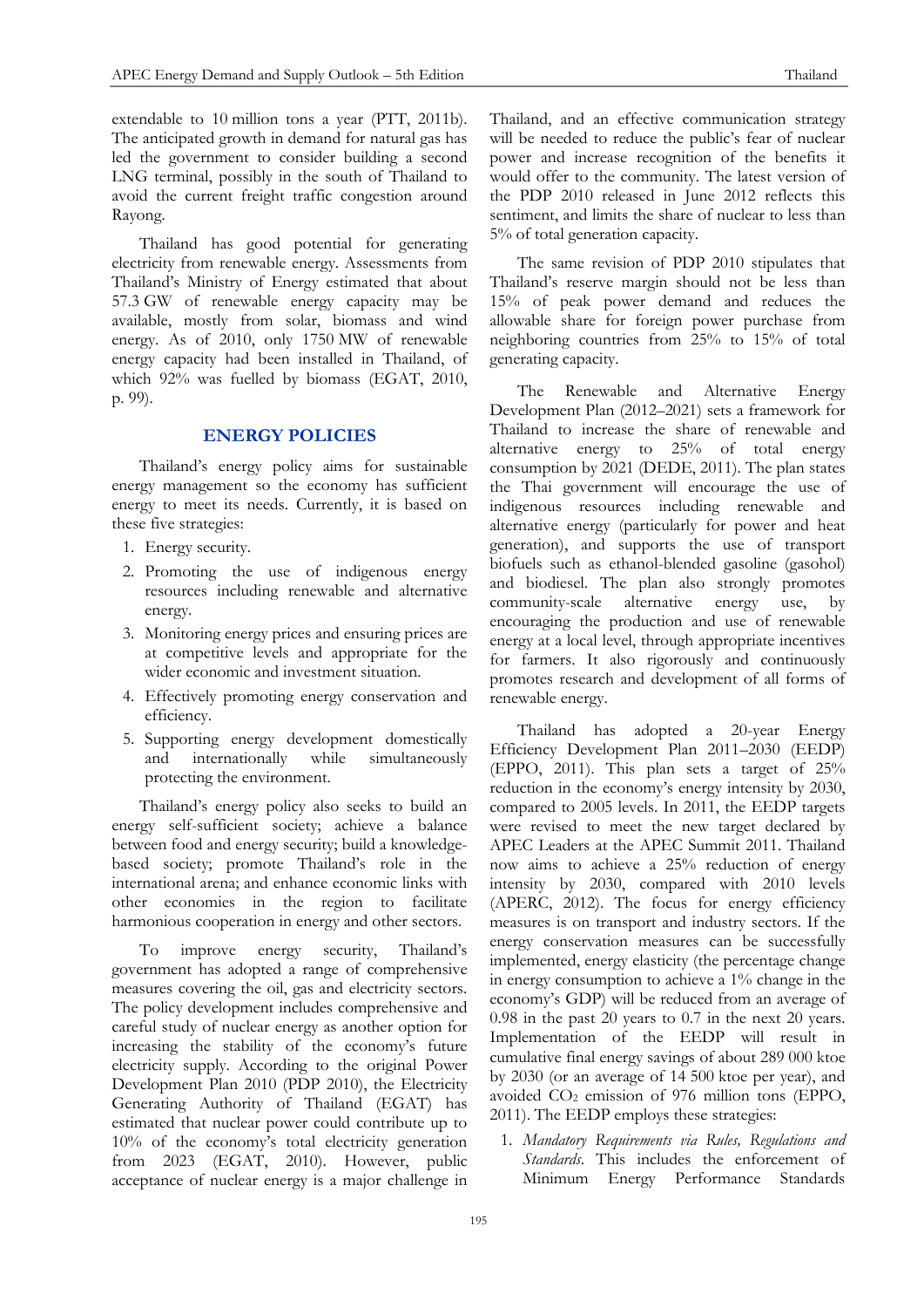extendable to 10 million tons a year (PTT, 2011b). The anticipated growth in demand for natural gas has led the government to consider building a second LNG terminal, possibly in the south of Thailand to avoid the current freight traffic congestion around Rayong.

Thailand has good potential for generating electricity from renewable energy. Assessments from Thailand's Ministry of Energy estimated that about 57.3 GW of renewable energy capacity may be available, mostly from solar, biomass and wind energy. As of 2010, only 1750 MW of renewable energy capacity had been installed in Thailand, of which 92% was fuelled by biomass (EGAT, 2010, p. 99).

## ENERGY POLICIES

Thailand's energy policy aims for sustainable energy management so the economy has sufficient energy to meet its needs. Currently, it is based on these five strategies:

1. Energy security.
2. Promoting the use of indigenous energy resources including renewable and alternative energy.
3. Monitoring energy prices and ensuring prices are at competitive levels and appropriate for the wider economic and investment situation.
4. Effectively promoting energy conservation and efficiency.
5. Supporting energy development domestically and internationally while simultaneously protecting the environment.

Thailand's energy policy also seeks to build an energy self-sufficient society; achieve a balance between food and energy security; build a knowledge-based society; promote Thailand's role in the international arena; and enhance economic links with other economies in the region to facilitate harmonious cooperation in energy and other sectors.

To improve energy security, Thailand's government has adopted a range of comprehensive measures covering the oil, gas and electricity sectors. The policy development includes comprehensive and careful study of nuclear energy as another option for increasing the stability of the economy's future electricity supply. According to the original Power Development Plan 2010 (PDP 2010), the Electricity Generating Authority of Thailand (EGAT) has estimated that nuclear power could contribute up to 10% of the economy's total electricity generation from 2023 (EGAT, 2010). However, public acceptance of nuclear energy is a major challenge in Thailand, and an effective communication strategy will be needed to reduce the public's fear of nuclear power and increase recognition of the benefits it would offer to the community. The latest version of the PDP 2010 released in June 2012 reflects this sentiment, and limits the share of nuclear to less than 5% of total generation capacity.

The same revision of PDP 2010 stipulates that Thailand's reserve margin should not be less than 15% of peak power demand and reduces the allowable share for foreign power purchase from neighboring countries from 25% to 15% of total generating capacity.

The Renewable and Alternative Energy Development Plan (2012–2021) sets a framework for Thailand to increase the share of renewable and alternative energy to 25% of total energy consumption by 2021 (DEDE, 2011). The plan states the Thai government will encourage the use of indigenous resources including renewable and alternative energy (particularly for power and heat generation), and supports the use of transport biofuels such as ethanol-blended gasoline (gasohol) and biodiesel. The plan also strongly promotes community-scale alternative energy use, by encouraging the production and use of renewable energy at a local level, through appropriate incentives for farmers. It also rigorously and continuously promotes research and development of all forms of renewable energy.

Thailand has adopted a 20-year Energy Efficiency Development Plan 2011–2030 (EEDP) (EPPO, 2011). This plan sets a target of 25% reduction in the economy's energy intensity by 2030, compared to 2005 levels. In 2011, the EEDP targets were revised to meet the new target declared by APEC Leaders at the APEC Summit 2011. Thailand now aims to achieve a 25% reduction of energy intensity by 2030, compared with 2010 levels (APERC, 2012). The focus for energy efficiency measures is on transport and industry sectors. If the energy conservation measures can be successfully implemented, energy elasticity (the percentage change in energy consumption to achieve a 1% change in the economy's GDP) will be reduced from an average of 0.98 in the past 20 years to 0.7 in the next 20 years. Implementation of the EEDP will result in cumulative final energy savings of about 289 000 ktoe by 2030 (or an average of 14 500 ktoe per year), and avoided $CO_2$ emission of 976 million tons (EPPO, 2011). The EEDP employs these strategies:

1. *Mandatory Requirements via Rules, Regulations and Standards.* This includes the enforcement of Minimum Energy Performance Standards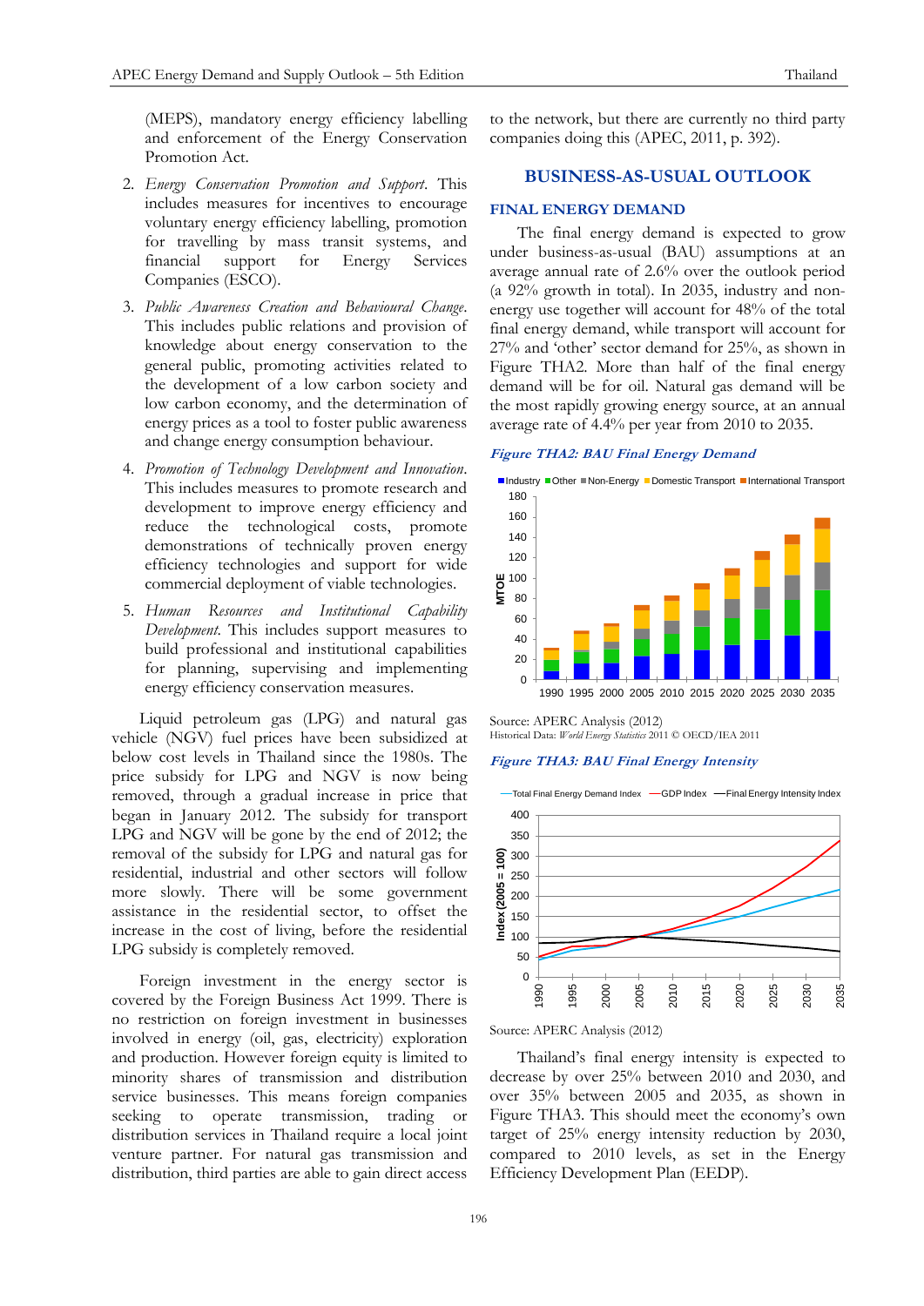(MEPS), mandatory energy efficiency labelling and enforcement of the Energy Conservation Promotion Act.

2. *Energy Conservation Promotion and Support*. This includes measures for incentives to encourage voluntary energy efficiency labelling, promotion for travelling by mass transit systems, and financial support for Energy Services Companies (ESCO).
3. *Public Awareness Creation and Behavioural Change*. This includes public relations and provision of knowledge about energy conservation to the general public, promoting activities related to the development of a low carbon society and low carbon economy, and the determination of energy prices as a tool to foster public awareness and change energy consumption behaviour.
4. *Promotion of Technology Development and Innovation*. This includes measures to promote research and development to improve energy efficiency and reduce the technological costs, promote demonstrations of technically proven energy efficiency technologies and support for wide commercial deployment of viable technologies.
5. *Human Resources and Institutional Capability Development*. This includes support measures to build professional and institutional capabilities for planning, supervising and implementing energy efficiency conservation measures.

Liquid petroleum gas (LPG) and natural gas vehicle (NGV) fuel prices have been subsidized at below cost levels in Thailand since the 1980s. The price subsidy for LPG and NGV is now being removed, through a gradual increase in price that began in January 2012. The subsidy for transport LPG and NGV will be gone by the end of 2012; the removal of the subsidy for LPG and natural gas for residential, industrial and other sectors will follow more slowly. There will be some government assistance in the residential sector, to offset the increase in the cost of living, before the residential LPG subsidy is completely removed.

Foreign investment in the energy sector is covered by the Foreign Business Act 1999. There is no restriction on foreign investment in businesses involved in energy (oil, gas, electricity) exploration and production. However foreign equity is limited to minority shares of transmission and distribution service businesses. This means foreign companies seeking to operate transmission, trading or distribution services in Thailand require a local joint venture partner. For natural gas transmission and distribution, third parties are able to gain direct access to the network, but there are currently no third party companies doing this (APEC, 2011, p. 392).

## BUSINESS-AS-USUAL OUTLOOK

### FINAL ENERGY DEMAND

The final energy demand is expected to grow under business-as-usual (BAU) assumptions at an average annual rate of 2.6% over the outlook period (a 92% growth in total). In 2035, industry and non-energy use together will account for 48% of the total final energy demand, while transport will account for 27% and 'other' sector demand for 25%, as shown in Figure THA2. More than half of the final energy demand will be for oil. Natural gas demand will be the most rapidly growing energy source, at an annual average rate of 4.4% per year from 2010 to 2035.

*Figure THA2: BAU Final Energy Demand*

Source: APERC Analysis (2012)
Historical Data: *World Energy Statistics* 2011 © OECD/IEA 2011

*Figure THA3: BAU Final Energy Intensity*

Source: APERC Analysis (2012)

Thailand's final energy intensity is expected to decrease by over 25% between 2010 and 2030, and over 35% between 2005 and 2035, as shown in Figure THA3. This should meet the economy's own target of 25% energy intensity reduction by 2030, compared to 2010 levels, as set in the Energy Efficiency Development Plan (EEDP).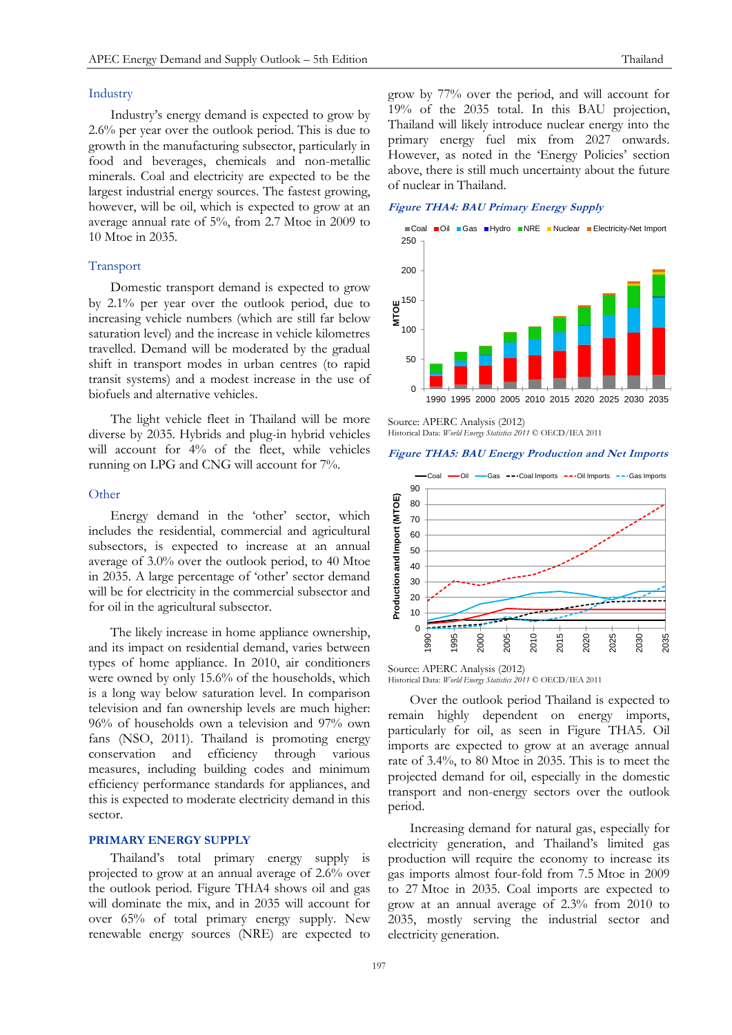### Industry

Industry's energy demand is expected to grow by 2.6% per year over the outlook period. This is due to growth in the manufacturing subsector, particularly in food and beverages, chemicals and non-metallic minerals. Coal and electricity are expected to be the largest industrial energy sources. The fastest growing, however, will be oil, which is expected to grow at an average annual rate of 5%, from 2.7 Mtoe in 2009 to 10 Mtoe in 2035.

### Transport

Domestic transport demand is expected to grow by 2.1% per year over the outlook period, due to increasing vehicle numbers (which are still far below saturation level) and the increase in vehicle kilometres travelled. Demand will be moderated by the gradual shift in transport modes in urban centres (to rapid transit systems) and a modest increase in the use of biofuels and alternative vehicles.

The light vehicle fleet in Thailand will be more diverse by 2035. Hybrids and plug-in hybrid vehicles will account for 4% of the fleet, while vehicles running on LPG and CNG will account for 7%.

### Other

Energy demand in the 'other' sector, which includes the residential, commercial and agricultural subsectors, is expected to increase at an annual average of 3.0% over the outlook period, to 40 Mtoe in 2035. A large percentage of 'other' sector demand will be for electricity in the commercial subsector and for oil in the agricultural subsector.

The likely increase in home appliance ownership, and its impact on residential demand, varies between types of home appliance. In 2010, air conditioners were owned by only 15.6% of the households, which is a long way below saturation level. In comparison television and fan ownership levels are much higher: 96% of households own a television and 97% own fans (NSO, 2011). Thailand is promoting energy conservation and efficiency through various measures, including building codes and minimum efficiency performance standards for appliances, and this is expected to moderate electricity demand in this sector.

## PRIMARY ENERGY SUPPLY

Thailand's total primary energy supply is projected to grow at an annual average of 2.6% over the outlook period. Figure THA4 shows oil and gas will dominate the mix, and in 2035 will account for over 65% of total primary energy supply. New renewable energy sources (NRE) are expected to grow by 77% over the period, and will account for 19% of the 2035 total. In this BAU projection, Thailand will likely introduce nuclear energy into the primary energy fuel mix from 2027 onwards. However, as noted in the 'Energy Policies' section above, there is still much uncertainty about the future of nuclear in Thailand.

***Figure THA4: BAU Primary Energy Supply***

Source: APERC Analysis (2012)
Historical Data: *World Energy Statistics 2011* © OECD/IEA 2011

***Figure THA5: BAU Energy Production and Net Imports***

Source: APERC Analysis (2012)
Historical Data: *World Energy Statistics 2011* © OECD/IEA 2011

Over the outlook period Thailand is expected to remain highly dependent on energy imports, particularly for oil, as seen in Figure THA5. Oil imports are expected to grow at an average annual rate of 3.4%, to 80 Mtoe in 2035. This is to meet the projected demand for oil, especially in the domestic transport and non-energy sectors over the outlook period.

Increasing demand for natural gas, especially for electricity generation, and Thailand's limited gas production will require the economy to increase its gas imports almost four-fold from 7.5 Mtoe in 2009 to 27 Mtoe in 2035. Coal imports are expected to grow at an annual average of 2.3% from 2010 to 2035, mostly serving the industrial sector and electricity generation.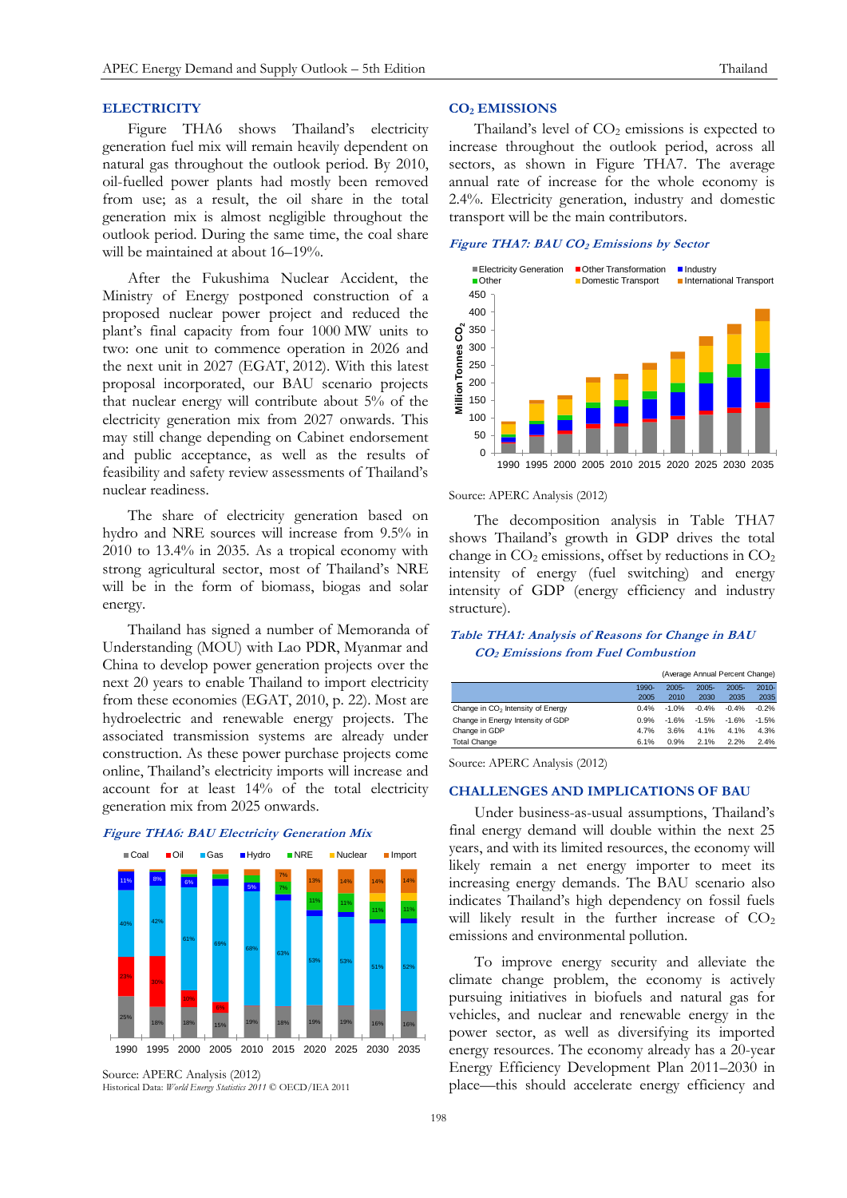## ELECTRICITY

Figure THA6 shows Thailand's electricity generation fuel mix will remain heavily dependent on natural gas throughout the outlook period. By 2010, oil-fuelled power plants had mostly been removed from use; as a result, the oil share in the total generation mix is almost negligible throughout the outlook period. During the same time, the coal share will be maintained at about 16–19%.

After the Fukushima Nuclear Accident, the Ministry of Energy postponed construction of a proposed nuclear power project and reduced the plant's final capacity from four 1000 MW units to two: one unit to commence operation in 2026 and the next unit in 2027 (EGAT, 2012). With this latest proposal incorporated, our BAU scenario projects that nuclear energy will contribute about 5% of the electricity generation mix from 2027 onwards. This may still change depending on Cabinet endorsement and public acceptance, as well as the results of feasibility and safety review assessments of Thailand's nuclear readiness.

The share of electricity generation based on hydro and NRE sources will increase from 9.5% in 2010 to 13.4% in 2035. As a tropical economy with strong agricultural sector, most of Thailand's NRE will be in the form of biomass, biogas and solar energy.

Thailand has signed a number of Memoranda of Understanding (MOU) with Lao PDR, Myanmar and China to develop power generation projects over the next 20 years to enable Thailand to import electricity from these economies (EGAT, 2010, p. 22). Most are hydroelectric and renewable energy projects. The associated transmission systems are already under construction. As these power purchase projects come online, Thailand's electricity imports will increase and account for at least 14% of the total electricity generation mix from 2025 onwards.

*Figure THA6: BAU Electricity Generation Mix*

Source: APERC Analysis (2012)
Historical Data: *World Energy Statistics 2011* © OECD/IEA 2011

## $CO_2$ EMISSIONS

Thailand's level of $CO_2$ emissions is expected to increase throughout the outlook period, across all sectors, as shown in Figure THA7. The average annual rate of increase for the whole economy is 2.4%. Electricity generation, industry and domestic transport will be the main contributors.

*Figure THA7: BAU $CO_2$ Emissions by Sector*

Source: APERC Analysis (2012)

The decomposition analysis in Table THA7 shows Thailand's growth in GDP drives the total change in $CO_2$ emissions, offset by reductions in $CO_2$ intensity of energy (fuel switching) and energy intensity of GDP (energy efficiency and industry structure).

*Table THA1: Analysis of Reasons for Change in BAU $CO_2$ Emissions from Fuel Combustion*

(Average Annual Percent Change)

| | 1990-2005 | 2005-2010 | 2005-2030 | 2005-2035 | 2010-2035 |
|---|---|---|---|---|---|
| Change in $CO_2$ Intensity of Energy | 0.4% | -1.0% | -0.4% | -0.4% | -0.2% |
| Change in Energy Intensity of GDP | 0.9% | -1.6% | -1.5% | -1.6% | -1.5% |
| Change in GDP | 4.7% | 3.6% | 4.1% | 4.1% | 4.3% |
| Total Change | 6.1% | 0.9% | 2.1% | 2.2% | 2.4% |

Source: APERC Analysis (2012)

## CHALLENGES AND IMPLICATIONS OF BAU

Under business-as-usual assumptions, Thailand's final energy demand will double within the next 25 years, and with its limited resources, the economy will likely remain a net energy importer to meet its increasing energy demands. The BAU scenario also indicates Thailand's high dependency on fossil fuels will likely result in the further increase of $CO_2$ emissions and environmental pollution.

To improve energy security and alleviate the climate change problem, the economy is actively pursuing initiatives in biofuels and natural gas for vehicles, and nuclear and renewable energy in the power sector, as well as diversifying its imported energy resources. The economy already has a 20-year Energy Efficiency Development Plan 2011–2030 in place—this should accelerate energy efficiency and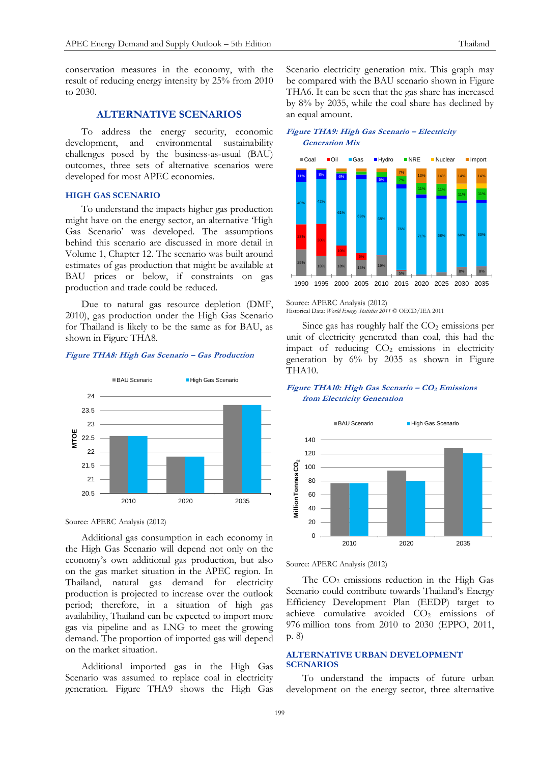conservation measures in the economy, with the result of reducing energy intensity by 25% from 2010 to 2030.

## ALTERNATIVE SCENARIOS

To address the energy security, economic development, and environmental sustainability challenges posed by the business-as-usual (BAU) outcomes, three sets of alternative scenarios were developed for most APEC economies.

### HIGH GAS SCENARIO

To understand the impacts higher gas production might have on the energy sector, an alternative 'High Gas Scenario' was developed. The assumptions behind this scenario are discussed in more detail in Volume 1, Chapter 12. The scenario was built around estimates of gas production that might be available at BAU prices or below, if constraints on gas production and trade could be reduced.

Due to natural gas resource depletion (DMF, 2010), gas production under the High Gas Scenario for Thailand is likely to be the same as for BAU, as shown in Figure THA8.

*Figure THA8: High Gas Scenario – Gas Production*

Source: APERC Analysis (2012)

Additional gas consumption in each economy in the High Gas Scenario will depend not only on the economy's own additional gas production, but also on the gas market situation in the APEC region. In Thailand, natural gas demand for electricity production is projected to increase over the outlook period; therefore, in a situation of high gas availability, Thailand can be expected to import more gas via pipeline and as LNG to meet the growing demand. The proportion of imported gas will depend on the market situation.

Additional imported gas in the High Gas Scenario was assumed to replace coal in electricity generation. Figure THA9 shows the High Gas Scenario electricity generation mix. This graph may be compared with the BAU scenario shown in Figure THA6. It can be seen that the gas share has increased by 8% by 2035, while the coal share has declined by an equal amount.

*Figure THA9: High Gas Scenario – Electricity Generation Mix*

Source: APERC Analysis (2012)
Historical Data: *World Energy Statistics 2011* © OECD/IEA 2011

Since gas has roughly half the $CO_2$ emissions per unit of electricity generated than coal, this had the impact of reducing $CO_2$ emissions in electricity generation by 6% by 2035 as shown in Figure THA10.

*Figure THA10: High Gas Scenario – $CO_2$ Emissions from Electricity Generation*

Source: APERC Analysis (2012)

The $CO_2$ emissions reduction in the High Gas Scenario could contribute towards Thailand's Energy Efficiency Development Plan (EEDP) target to achieve cumulative avoided $CO_2$ emissions of 976 million tons from 2010 to 2030 (EPPO, 2011, p. 8)

### ALTERNATIVE URBAN DEVELOPMENT SCENARIOS

To understand the impacts of future urban development on the energy sector, three alternative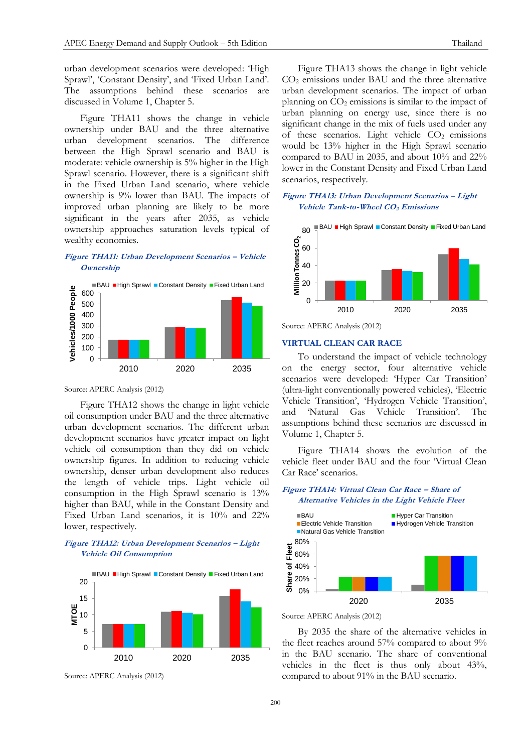urban development scenarios were developed: 'High Sprawl', 'Constant Density', and 'Fixed Urban Land'. The assumptions behind these scenarios are discussed in Volume 1, Chapter 5.

Figure THA11 shows the change in vehicle ownership under BAU and the three alternative urban development scenarios. The difference between the High Sprawl scenario and BAU is moderate: vehicle ownership is 5% higher in the High Sprawl scenario. However, there is a significant shift in the Fixed Urban Land scenario, where vehicle ownership is 9% lower than BAU. The impacts of improved urban planning are likely to be more significant in the years after 2035, as vehicle ownership approaches saturation levels typical of wealthy economies.

***Figure THA11: Urban Development Scenarios – Vehicle Ownership***

Source: APERC Analysis (2012)

Figure THA12 shows the change in light vehicle oil consumption under BAU and the three alternative urban development scenarios. The different urban development scenarios have greater impact on light vehicle oil consumption than they did on vehicle ownership figures. In addition to reducing vehicle ownership, denser urban development also reduces the length of vehicle trips. Light vehicle oil consumption in the High Sprawl scenario is 13% higher than BAU, while in the Constant Density and Fixed Urban Land scenarios, it is 10% and 22% lower, respectively.

***Figure THA12: Urban Development Scenarios – Light Vehicle Oil Consumption***

Source: APERC Analysis (2012)

Figure THA13 shows the change in light vehicle $CO_2$ emissions under BAU and the three alternative urban development scenarios. The impact of urban planning on $CO_2$ emissions is similar to the impact of urban planning on energy use, since there is no significant change in the mix of fuels used under any of these scenarios. Light vehicle $CO_2$ emissions would be 13% higher in the High Sprawl scenario compared to BAU in 2035, and about 10% and 22% lower in the Constant Density and Fixed Urban Land scenarios, respectively.

***Figure THA13: Urban Development Scenarios – Light Vehicle Tank-to-Wheel $CO_2$ Emissions***

Source: APERC Analysis (2012)

## VIRTUAL CLEAN CAR RACE

To understand the impact of vehicle technology on the energy sector, four alternative vehicle scenarios were developed: 'Hyper Car Transition' (ultra-light conventionally powered vehicles), 'Electric Vehicle Transition', 'Hydrogen Vehicle Transition', and 'Natural Gas Vehicle Transition'. The assumptions behind these scenarios are discussed in Volume 1, Chapter 5.

Figure THA14 shows the evolution of the vehicle fleet under BAU and the four 'Virtual Clean Car Race' scenarios.

***Figure THA14: Virtual Clean Car Race – Share of Alternative Vehicles in the Light Vehicle Fleet***

Source: APERC Analysis (2012)

By 2035 the share of the alternative vehicles in the fleet reaches around 57% compared to about 9% in the BAU scenario. The share of conventional vehicles in the fleet is thus only about 43%, compared to about 91% in the BAU scenario.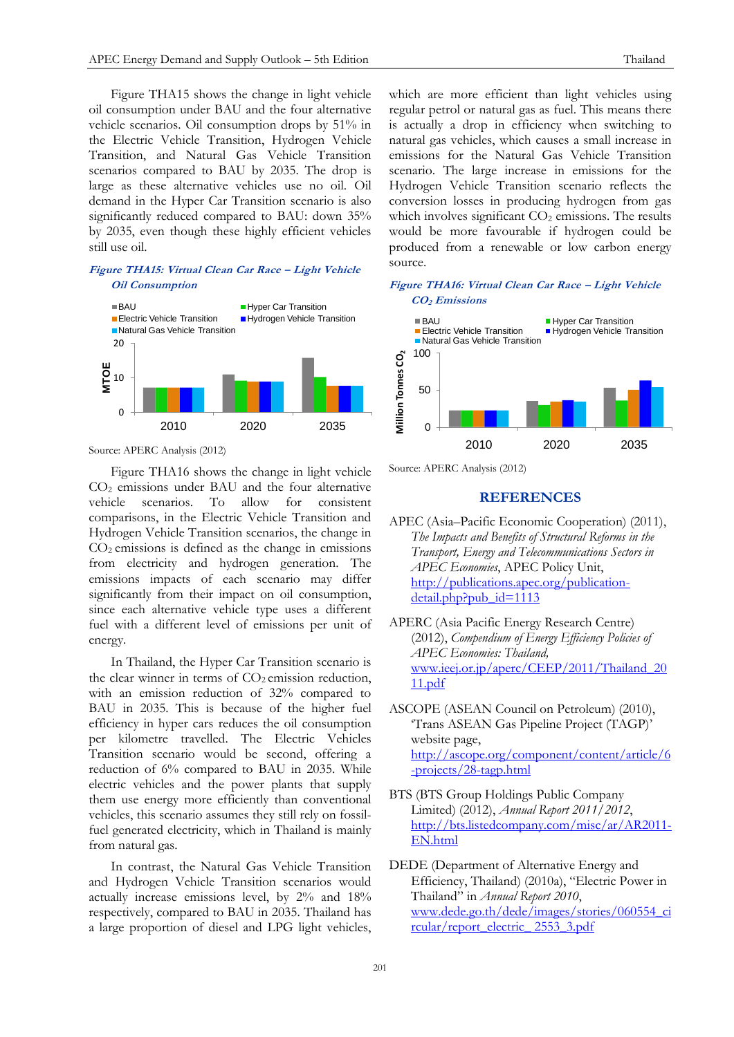Figure THA15 shows the change in light vehicle oil consumption under BAU and the four alternative vehicle scenarios. Oil consumption drops by 51% in the Electric Vehicle Transition, Hydrogen Vehicle Transition, and Natural Gas Vehicle Transition scenarios compared to BAU by 2035. The drop is large as these alternative vehicles use no oil. Oil demand in the Hyper Car Transition scenario is also significantly reduced compared to BAU: down 35% by 2035, even though these highly efficient vehicles still use oil.

***Figure THA15: Virtual Clean Car Race – Light Vehicle Oil Consumption***

Source: APERC Analysis (2012)

Figure THA16 shows the change in light vehicle $CO_2$ emissions under BAU and the four alternative vehicle scenarios. To allow for consistent comparisons, in the Electric Vehicle Transition and Hydrogen Vehicle Transition scenarios, the change in $CO_2$ emissions is defined as the change in emissions from electricity and hydrogen generation. The emissions impacts of each scenario may differ significantly from their impact on oil consumption, since each alternative vehicle type uses a different fuel with a different level of emissions per unit of energy.

In Thailand, the Hyper Car Transition scenario is the clear winner in terms of $CO_2$ emission reduction, with an emission reduction of 32% compared to BAU in 2035. This is because of the higher fuel efficiency in hyper cars reduces the oil consumption per kilometre travelled. The Electric Vehicles Transition scenario would be second, offering a reduction of 6% compared to BAU in 2035. While electric vehicles and the power plants that supply them use energy more efficiently than conventional vehicles, this scenario assumes they still rely on fossil-fuel generated electricity, which in Thailand is mainly from natural gas.

In contrast, the Natural Gas Vehicle Transition and Hydrogen Vehicle Transition scenarios would actually increase emissions level, by 2% and 18% respectively, compared to BAU in 2035. Thailand has a large proportion of diesel and LPG light vehicles, which are more efficient than light vehicles using regular petrol or natural gas as fuel. This means there is actually a drop in efficiency when switching to natural gas vehicles, which causes a small increase in emissions for the Natural Gas Vehicle Transition scenario. The large increase in emissions for the Hydrogen Vehicle Transition scenario reflects the conversion losses in producing hydrogen from gas which involves significant $CO_2$ emissions. The results would be more favourable if hydrogen could be produced from a renewable or low carbon energy source.

***Figure THA16: Virtual Clean Car Race – Light Vehicle $CO_2$ Emissions***

Source: APERC Analysis (2012)

## REFERENCES

APEC (Asia–Pacific Economic Cooperation) (2011), *The Impacts and Benefits of Structural Reforms in the Transport, Energy and Telecommunications Sectors in APEC Economies*, APEC Policy Unit, http://publications.apec.org/publication-detail.php?pub_id=1113

APERC (Asia Pacific Energy Research Centre) (2012), *Compendium of Energy Efficiency Policies of APEC Economies: Thailand,* www.ieej.or.jp/aperc/CEEP/2011/Thailand_2011.pdf

ASCOPE (ASEAN Council on Petroleum) (2010), 'Trans ASEAN Gas Pipeline Project (TAGP)' website page, http://ascope.org/component/content/article/6-projects/28-tagp.html

BTS (BTS Group Holdings Public Company Limited) (2012), *Annual Report 2011/2012*, http://bts.listedcompany.com/misc/ar/AR2011-EN.html

DEDE (Department of Alternative Energy and Efficiency, Thailand) (2010a), "Electric Power in Thailand" in *Annual Report 2010*, www.dede.go.th/dede/images/stories/060554_circular/report_electric_2553_3.pdf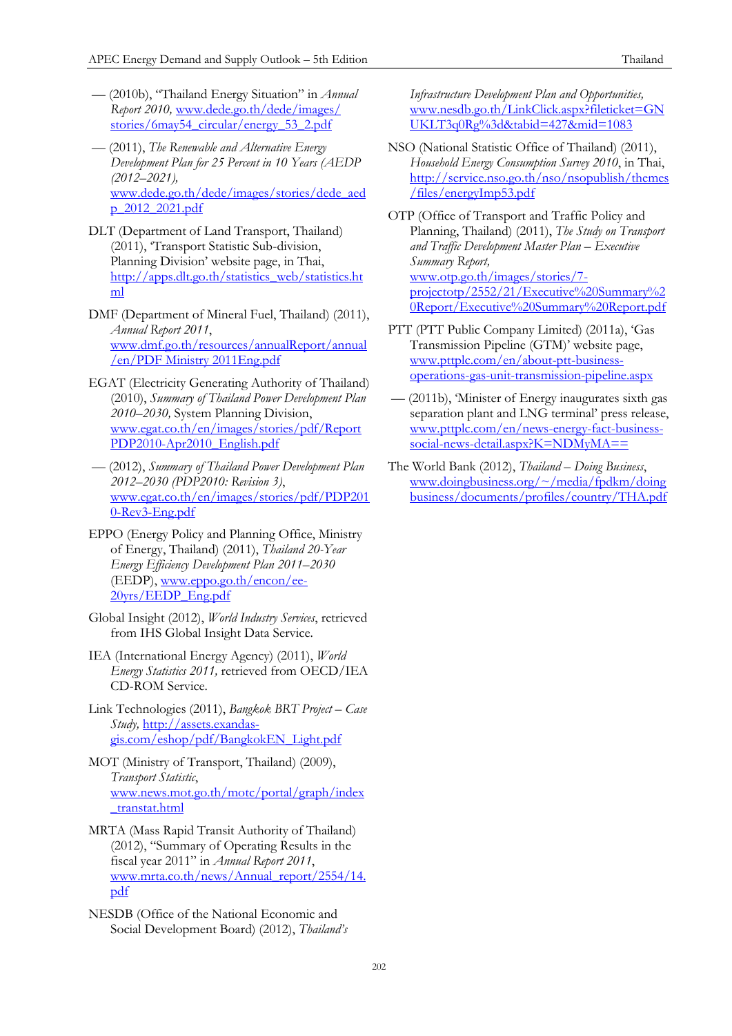— (2010b), "Thailand Energy Situation" in *Annual Report 2010,* www.dede.go.th/dede/images/stories/6may54_circular/energy_53_2.pdf

— (2011), *The Renewable and Alternative Energy Development Plan for 25 Percent in 10 Years (AEDP (2012–2021),* www.dede.go.th/dede/images/stories/dede_aedp_2012_2021.pdf

DLT (Department of Land Transport, Thailand) (2011), 'Transport Statistic Sub-division, Planning Division' website page, in Thai, http://apps.dlt.go.th/statistics_web/statistics.html

DMF (Department of Mineral Fuel, Thailand) (2011), *Annual Report 2011*, www.dmf.go.th/resources/annualReport/annual/en/PDF Ministry 2011Eng.pdf

EGAT (Electricity Generating Authority of Thailand) (2010), *Summary of Thailand Power Development Plan 2010–2030,* System Planning Division, www.egat.co.th/en/images/stories/pdf/Report PDP2010-Apr2010_English.pdf

— (2012), *Summary of Thailand Power Development Plan 2012–2030 (PDP2010: Revision 3)*, www.egat.co.th/en/images/stories/pdf/PDP2010-Rev3-Eng.pdf

EPPO (Energy Policy and Planning Office, Ministry of Energy, Thailand) (2011), *Thailand 20-Year Energy Efficiency Development Plan 2011–2030* (EEDP), www.eppo.go.th/encon/ee-20yrs/EEDP_Eng.pdf

Global Insight (2012), *World Industry Services*, retrieved from IHS Global Insight Data Service.

IEA (International Energy Agency) (2011), *World Energy Statistics 2011,* retrieved from OECD/IEA CD-ROM Service.

Link Technologies (2011), *Bangkok BRT Project – Case Study,* http://assets.exandas-gis.com/eshop/pdf/BangkokEN_Light.pdf

MOT (Ministry of Transport, Thailand) (2009), *Transport Statistic*, www.news.mot.go.th/motc/portal/graph/index_transtat.html

MRTA (Mass Rapid Transit Authority of Thailand) (2012), "Summary of Operating Results in the fiscal year 2011" in *Annual Report 2011*, www.mrta.co.th/news/Annual_report/2554/14.pdf

NESDB (Office of the National Economic and Social Development Board) (2012), *Thailand's Infrastructure Development Plan and Opportunities,* www.nesdb.go.th/LinkClick.aspx?fileticket=GNUKLT3q0Rg%3d&tabid=427&mid=1083

NSO (National Statistic Office of Thailand) (2011), *Household Energy Consumption Survey 2010*, in Thai, http://service.nso.go.th/nso/nsopublish/themes/files/energyImp53.pdf

OTP (Office of Transport and Traffic Policy and Planning, Thailand) (2011), *The Study on Transport and Traffic Development Master Plan – Executive Summary Report,* www.otp.go.th/images/stories/7-projectotp/2552/21/Executive%20Summary%20Report/Executive%20Summary%20Report.pdf

PTT (PTT Public Company Limited) (2011a), 'Gas Transmission Pipeline (GTM)' website page, www.pttplc.com/en/about-ptt-business-operations-gas-unit-transmission-pipeline.aspx

— (2011b), 'Minister of Energy inaugurates sixth gas separation plant and LNG terminal' press release, www.pttplc.com/en/news-energy-fact-business-social-news-detail.aspx?K=NDMyMA==

The World Bank (2012), *Thailand – Doing Business*, www.doingbusiness.org/~/media/fpdkm/doing business/documents/profiles/country/THA.pdf